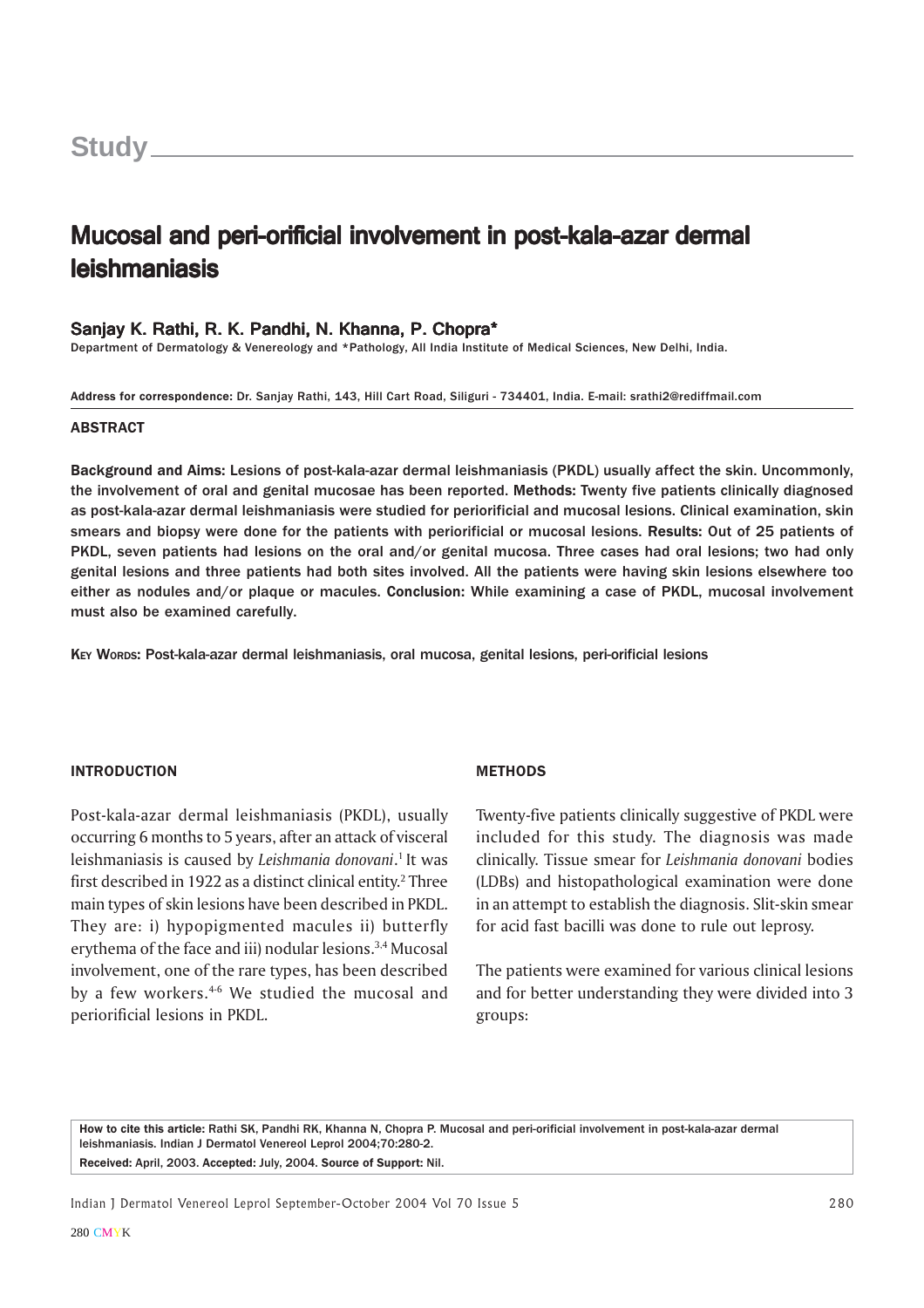Study

# Mucosal and peri-orificial involvement in post-kala-azar dermal leishmaniasis

**Sanjay K. Rathi, R. K. Pandhi, N. Khanna, P. Chopra***

Department of Dermatology & Venereology and *Pathology, All India Institute of Medical Sciences, New Delhi, India.

**Address for correspondence:** Dr. Sanjay Rathi, 143, Hill Cart Road, Siliguri - 734401, India. E-mail: srathi2@rediffmail.com

## ABSTRACT

**Background and Aims:** Lesions of post-kala-azar dermal leishmaniasis (PKDL) usually affect the skin. Uncommonly, the involvement of oral and genital mucosae has been reported. **Methods:** Twenty five patients clinically diagnosed as post-kala-azar dermal leishmaniasis were studied for periorificial and mucosal lesions. Clinical examination, skin smears and biopsy were done for the patients with periorificial or mucosal lesions. **Results:** Out of 25 patients of PKDL, seven patients had lesions on the oral and/or genital mucosa. Three cases had oral lesions; two had only genital lesions and three patients had both sites involved. All the patients were having skin lesions elsewhere too either as nodules and/or plaque or macules. **Conclusion:** While examining a case of PKDL, mucosal involvement must also be examined carefully.

**Key Words:** Post-kala-azar dermal leishmaniasis, oral mucosa, genital lesions, peri-orificial lesions

## INTRODUCTION

Post-kala-azar dermal leishmaniasis (PKDL), usually occurring 6 months to 5 years, after an attack of visceral leishmaniasis is caused by *Leishmania donovani*.[1] It was first described in 1922 as a distinct clinical entity.[2] Three main types of skin lesions have been described in PKDL. They are: i) hypopigmented macules ii) butterfly erythema of the face and iii) nodular lesions.[3,4] Mucosal involvement, one of the rare types, has been described by a few workers.[4-6] We studied the mucosal and periorificial lesions in PKDL.

## METHODS

Twenty-five patients clinically suggestive of PKDL were included for this study. The diagnosis was made clinically. Tissue smear for *Leishmania donovani* bodies (LDBs) and histopathological examination were done in an attempt to establish the diagnosis. Slit-skin smear for acid fast bacilli was done to rule out leprosy.

The patients were examined for various clinical lesions and for better understanding they were divided into 3 groups:

**How to cite this article:** Rathi SK, Pandhi RK, Khanna N, Chopra P. Mucosal and peri-orificial involvement in post-kala-azar dermal leishmaniasis. Indian J Dermatol Venereol Leprol 2004;70:280-2.
**Received:** April, 2003. **Accepted:** July, 2004. **Source of Support:** Nil.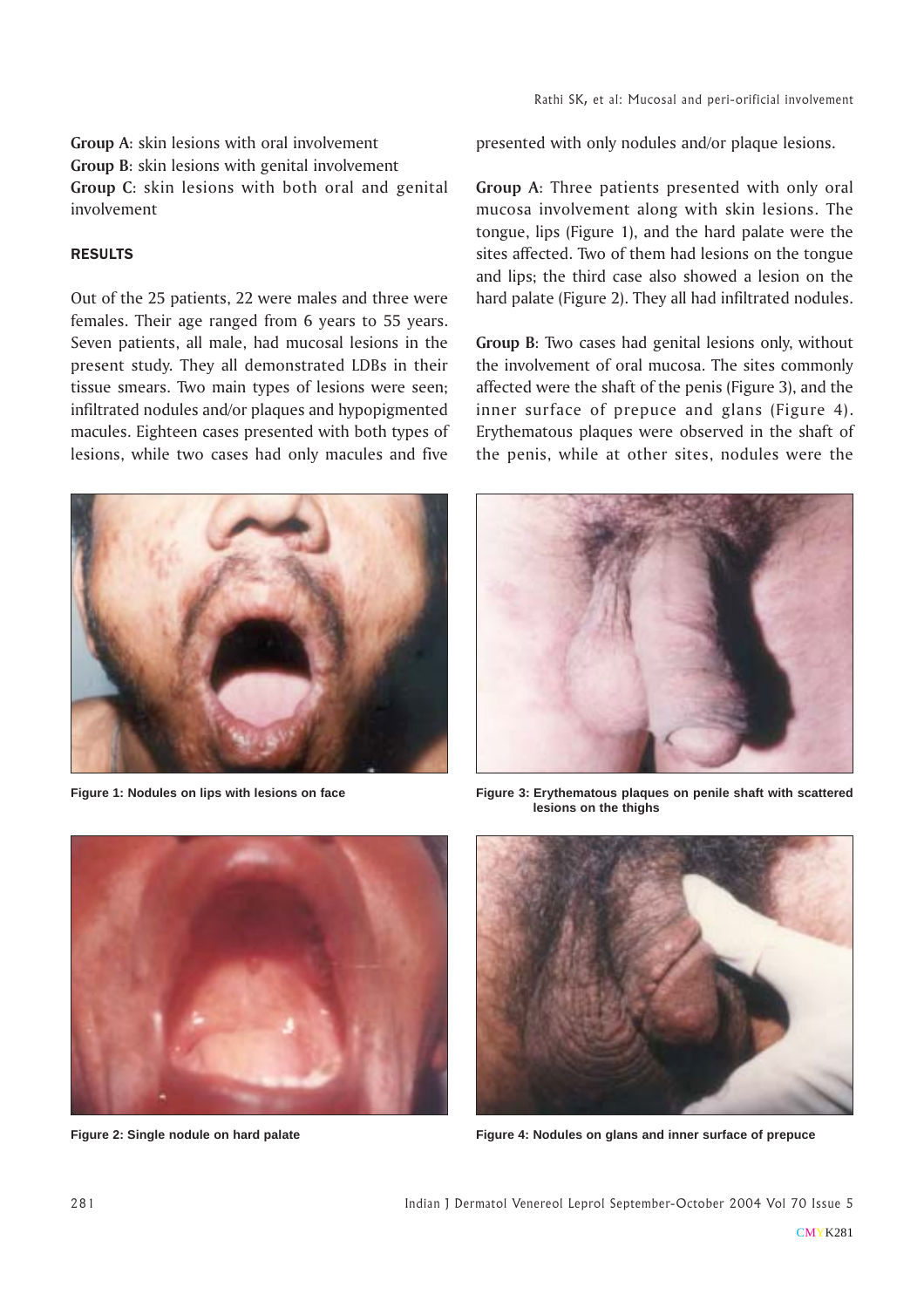**Group A**: skin lesions with oral involvement
**Group B**: skin lesions with genital involvement
**Group C**: skin lesions with both oral and genital involvement

## RESULTS

Out of the 25 patients, 22 were males and three were females. Their age ranged from 6 years to 55 years. Seven patients, all male, had mucosal lesions in the present study. They all demonstrated LDBs in their tissue smears. Two main types of lesions were seen; infiltrated nodules and/or plaques and hypopigmented macules. Eighteen cases presented with both types of lesions, while two cases had only macules and five presented with only nodules and/or plaque lesions.

**Group A**: Three patients presented with only oral mucosa involvement along with skin lesions. The tongue, lips (Figure 1), and the hard palate were the sites affected. Two of them had lesions on the tongue and lips; the third case also showed a lesion on the hard palate (Figure 2). They all had infiltrated nodules.

**Group B**: Two cases had genital lesions only, without the involvement of oral mucosa. The sites commonly affected were the shaft of the penis (Figure 3), and the inner surface of prepuce and glans (Figure 4). Erythematous plaques were observed in the shaft of the penis, while at other sites, nodules were the

**Figure 1: Nodules on lips with lesions on face**

**Figure 2: Single nodule on hard palate**

**Figure 3: Erythematous plaques on penile shaft with scattered lesions on the thighs**

**Figure 4: Nodules on glans and inner surface of prepuce**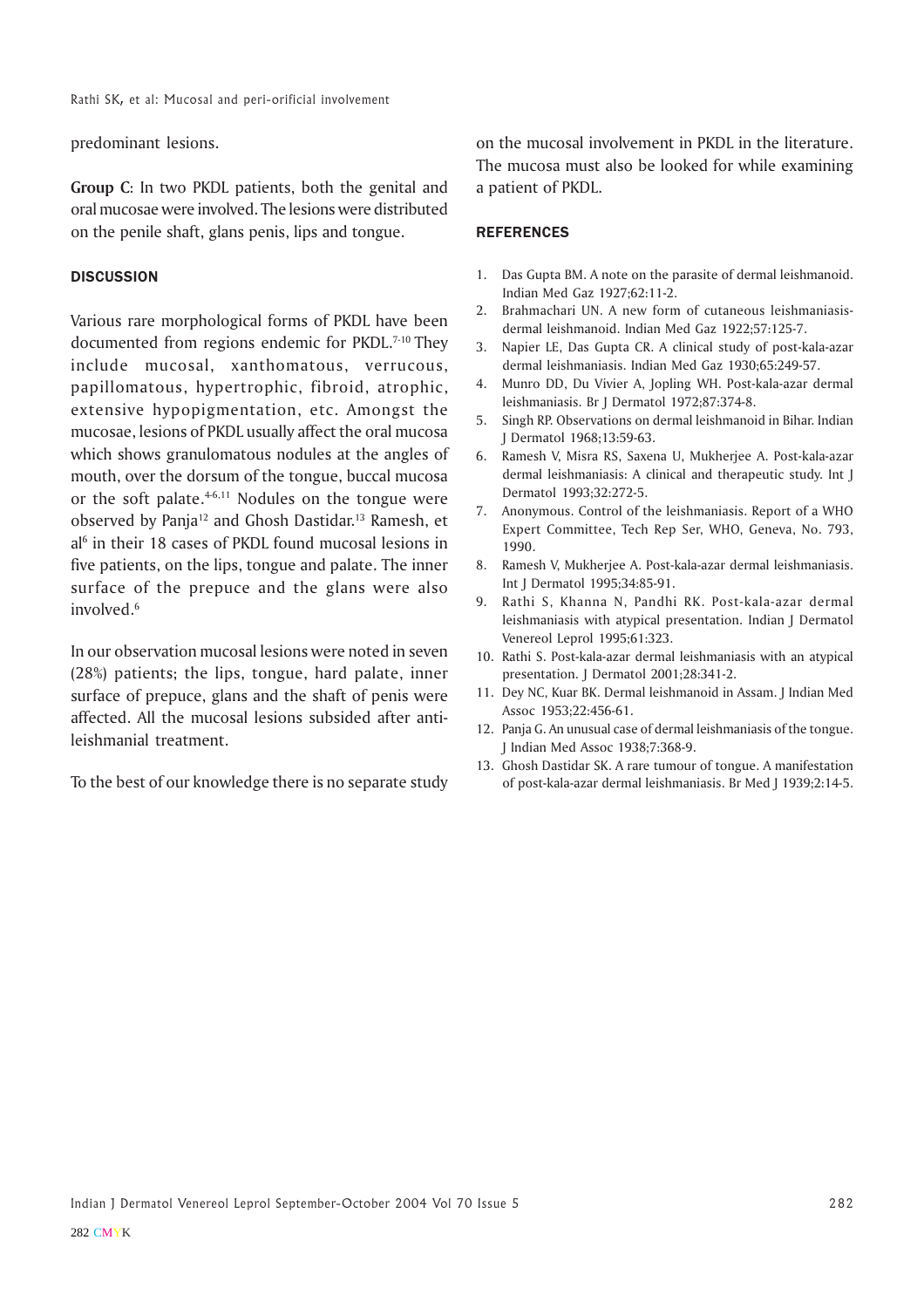predominant lesions.

**Group C**: In two PKDL patients, both the genital and oral mucosae were involved. The lesions were distributed on the penile shaft, glans penis, lips and tongue.

## DISCUSSION

Various rare morphological forms of PKDL have been documented from regions endemic for PKDL.[7-10] They include mucosal, xanthomatous, verrucous, papillomatous, hypertrophic, fibroid, atrophic, extensive hypopigmentation, etc. Amongst the mucosae, lesions of PKDL usually affect the oral mucosa which shows granulomatous nodules at the angles of mouth, over the dorsum of the tongue, buccal mucosa or the soft palate.[4-6,11] Nodules on the tongue were observed by Panja[12] and Ghosh Dastidar.[13] Ramesh, et al[6] in their 18 cases of PKDL found mucosal lesions in five patients, on the lips, tongue and palate. The inner surface of the prepuce and the glans were also involved.[6]

In our observation mucosal lesions were noted in seven (28%) patients; the lips, tongue, hard palate, inner surface of prepuce, glans and the shaft of penis were affected. All the mucosal lesions subsided after anti-leishmanial treatment.

To the best of our knowledge there is no separate study on the mucosal involvement in PKDL in the literature. The mucosa must also be looked for while examining a patient of PKDL.

## REFERENCES

1. Das Gupta BM. A note on the parasite of dermal leishmanoid. Indian Med Gaz 1927;62:11-2.
2. Brahmachari UN. A new form of cutaneous leishmaniasis-dermal leishmanoid. Indian Med Gaz 1922;57:125-7.
3. Napier LE, Das Gupta CR. A clinical study of post-kala-azar dermal leishmaniasis. Indian Med Gaz 1930;65:249-57.
4. Munro DD, Du Vivier A, Jopling WH. Post-kala-azar dermal leishmaniasis. Br J Dermatol 1972;87:374-8.
5. Singh RP. Observations on dermal leishmanoid in Bihar. Indian J Dermatol 1968;13:59-63.
6. Ramesh V, Misra RS, Saxena U, Mukherjee A. Post-kala-azar dermal leishmaniasis: A clinical and therapeutic study. Int J Dermatol 1993;32:272-5.
7. Anonymous. Control of the leishmaniasis. Report of a WHO Expert Committee, Tech Rep Ser, WHO, Geneva, No. 793, 1990.
8. Ramesh V, Mukherjee A. Post-kala-azar dermal leishmaniasis. Int J Dermatol 1995;34:85-91.
9. Rathi S, Khanna N, Pandhi RK. Post-kala-azar dermal leishmaniasis with atypical presentation. Indian J Dermatol Venereol Leprol 1995;61:323.
10. Rathi S. Post-kala-azar dermal leishmaniasis with an atypical presentation. J Dermatol 2001;28:341-2.
11. Dey NC, Kuar BK. Dermal leishmanoid in Assam. J Indian Med Assoc 1953;22:456-61.
12. Panja G. An unusual case of dermal leishmaniasis of the tongue. J Indian Med Assoc 1938;7:368-9.
13. Ghosh Dastidar SK. A rare tumour of tongue. A manifestation of post-kala-azar dermal leishmaniasis. Br Med J 1939;2:14-5.